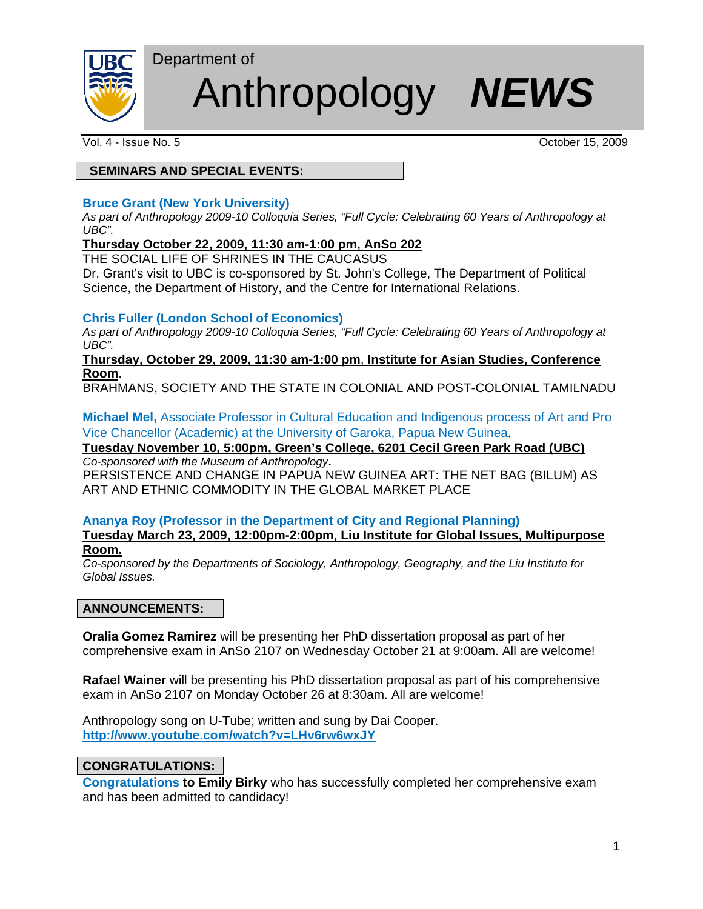Department of

# Anthropology ***NEWS***

Vol. 4 - Issue No. 5 October 15, 2009

## SEMINARS AND SPECIAL EVENTS:

**Bruce Grant (New York University)**
*As part of Anthropology 2009-10 Colloquia Series, "Full Cycle: Celebrating 60 Years of Anthropology at UBC".*
**Thursday October 22, 2009, 11:30 am-1:00 pm, AnSo 202**
THE SOCIAL LIFE OF SHRINES IN THE CAUCASUS
Dr. Grant's visit to UBC is co-sponsored by St. John's College, The Department of Political Science, the Department of History, and the Centre for International Relations.

**Chris Fuller (London School of Economics)**
*As part of Anthropology 2009-10 Colloquia Series, "Full Cycle: Celebrating 60 Years of Anthropology at UBC".*
**Thursday, October 29, 2009, 11:30 am-1:00 pm, Institute for Asian Studies, Conference Room**.
BRAHMANS, SOCIETY AND THE STATE IN COLONIAL AND POST-COLONIAL TAMILNADU

**Michael Mel,** Associate Professor in Cultural Education and Indigenous process of Art and Pro Vice Chancellor (Academic) at the University of Garoka, Papua New Guinea.
**Tuesday November 10, 5:00pm, Green's College, 6201 Cecil Green Park Road (UBC)**
*Co-sponsored with the Museum of Anthropology***.**
PERSISTENCE AND CHANGE IN PAPUA NEW GUINEA ART: THE NET BAG (BILUM) AS ART AND ETHNIC COMMODITY IN THE GLOBAL MARKET PLACE

**Ananya Roy (Professor in the Department of City and Regional Planning)**
**Tuesday March 23, 2009, 12:00pm-2:00pm, Liu Institute for Global Issues, Multipurpose Room.**
*Co-sponsored by the Departments of Sociology, Anthropology, Geography, and the Liu Institute for Global Issues.*

## ANNOUNCEMENTS:

**Oralia Gomez Ramirez** will be presenting her PhD dissertation proposal as part of her comprehensive exam in AnSo 2107 on Wednesday October 21 at 9:00am. All are welcome!

**Rafael Wainer** will be presenting his PhD dissertation proposal as part of his comprehensive exam in AnSo 2107 on Monday October 26 at 8:30am. All are welcome!

Anthropology song on U-Tube; written and sung by Dai Cooper.
**http://www.youtube.com/watch?v=LHv6rw6wxJY**

## CONGRATULATIONS:

**Congratulations to Emily Birky** who has successfully completed her comprehensive exam and has been admitted to candidacy!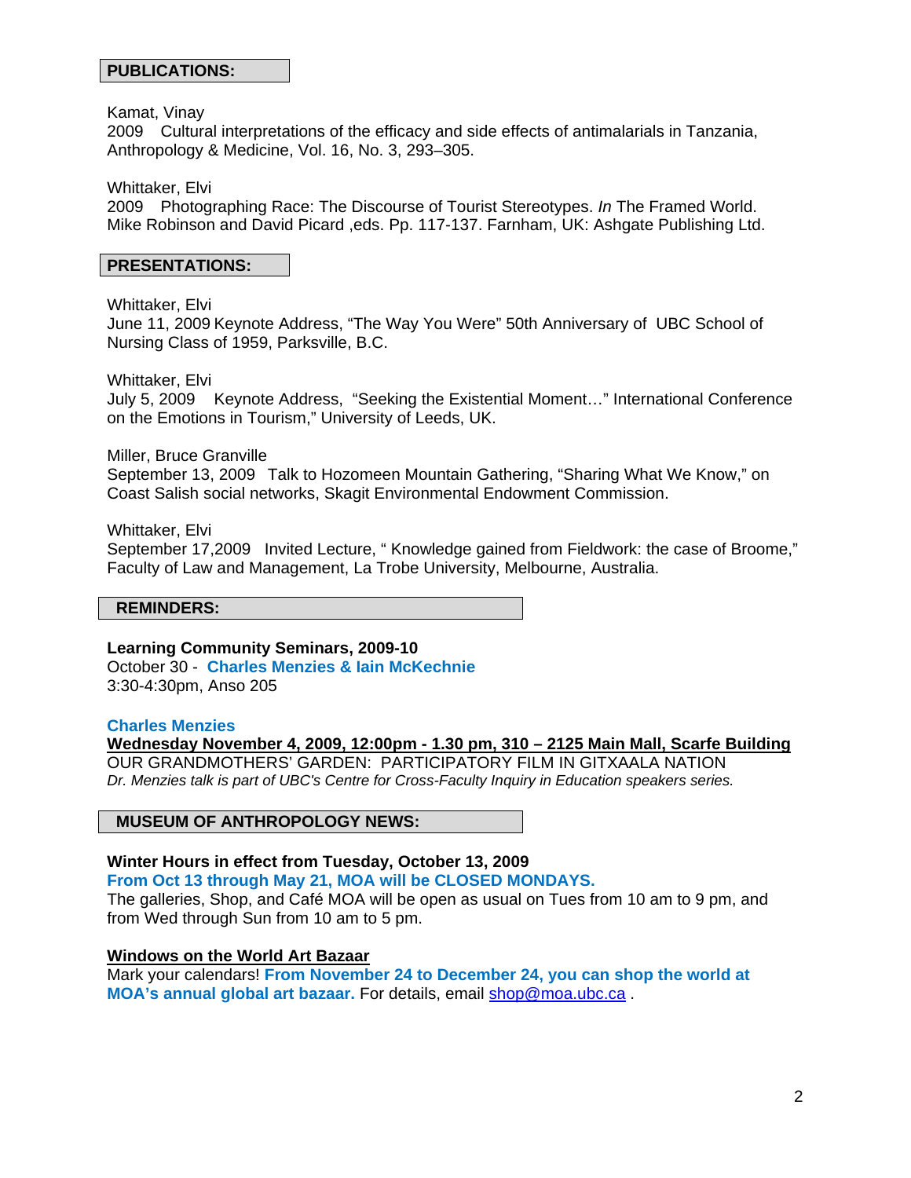## PUBLICATIONS:

Kamat, Vinay
2009 Cultural interpretations of the efficacy and side effects of antimalarials in Tanzania, Anthropology & Medicine, Vol. 16, No. 3, 293–305.

Whittaker, Elvi
2009 Photographing Race: The Discourse of Tourist Stereotypes. *In* The Framed World. Mike Robinson and David Picard ,eds. Pp. 117-137. Farnham, UK: Ashgate Publishing Ltd.

## PRESENTATIONS:

Whittaker, Elvi
June 11, 2009 Keynote Address, "The Way You Were" 50th Anniversary of UBC School of Nursing Class of 1959, Parksville, B.C.

Whittaker, Elvi
July 5, 2009 Keynote Address, "Seeking the Existential Moment…" International Conference on the Emotions in Tourism," University of Leeds, UK.

Miller, Bruce Granville
September 13, 2009 Talk to Hozomeen Mountain Gathering, "Sharing What We Know," on Coast Salish social networks, Skagit Environmental Endowment Commission.

Whittaker, Elvi
September 17,2009 Invited Lecture, " Knowledge gained from Fieldwork: the case of Broome," Faculty of Law and Management, La Trobe University, Melbourne, Australia.

## REMINDERS:

**Learning Community Seminars, 2009-10**
October 30 - **Charles Menzies & Iain McKechnie**
3:30-4:30pm, Anso 205

**Charles Menzies**
**Wednesday November 4, 2009, 12:00pm - 1.30 pm, 310 – 2125 Main Mall, Scarfe Building**
OUR GRANDMOTHERS' GARDEN: PARTICIPATORY FILM IN GITXAALA NATION
*Dr. Menzies talk is part of UBC's Centre for Cross-Faculty Inquiry in Education speakers series.*

## MUSEUM OF ANTHROPOLOGY NEWS:

**Winter Hours in effect from Tuesday, October 13, 2009**
**From Oct 13 through May 21, MOA will be CLOSED MONDAYS.**
The galleries, Shop, and Café MOA will be open as usual on Tues from 10 am to 9 pm, and from Wed through Sun from 10 am to 5 pm.

**Windows on the World Art Bazaar**
Mark your calendars! **From November 24 to December 24, you can shop the world at MOA's annual global art bazaar.** For details, email shop@moa.ubc.ca .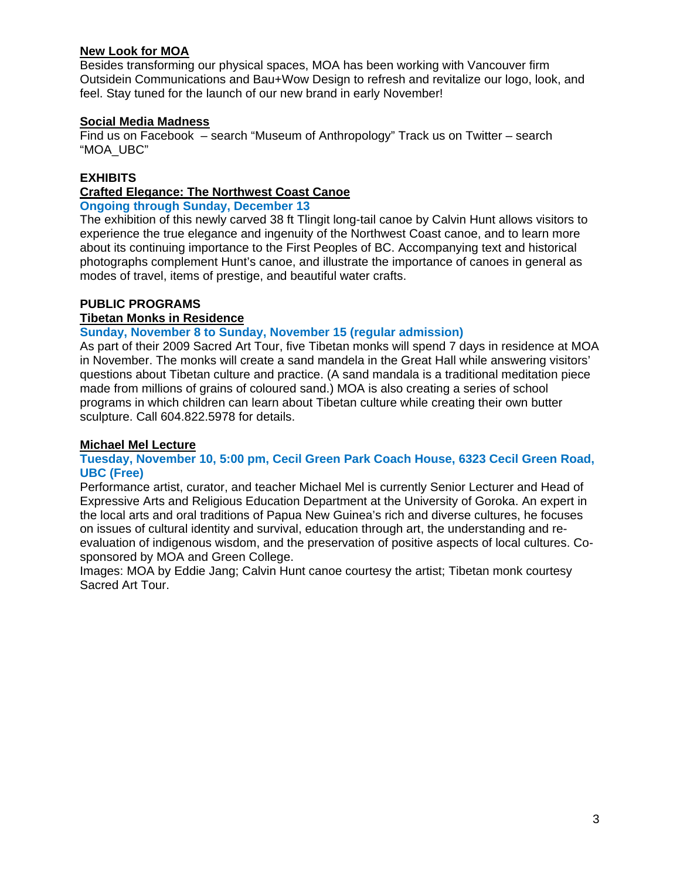**New Look for MOA**

Besides transforming our physical spaces, MOA has been working with Vancouver firm Outsidein Communications and Bau+Wow Design to refresh and revitalize our logo, look, and feel. Stay tuned for the launch of our new brand in early November!

**Social Media Madness**

Find us on Facebook – search "Museum of Anthropology" Track us on Twitter – search "MOA_UBC"

## EXHIBITS

**Crafted Elegance: The Northwest Coast Canoe**

**Ongoing through Sunday, December 13**

The exhibition of this newly carved 38 ft Tlingit long-tail canoe by Calvin Hunt allows visitors to experience the true elegance and ingenuity of the Northwest Coast canoe, and to learn more about its continuing importance to the First Peoples of BC. Accompanying text and historical photographs complement Hunt's canoe, and illustrate the importance of canoes in general as modes of travel, items of prestige, and beautiful water crafts.

## PUBLIC PROGRAMS

**Tibetan Monks in Residence**

**Sunday, November 8 to Sunday, November 15 (regular admission)**

As part of their 2009 Sacred Art Tour, five Tibetan monks will spend 7 days in residence at MOA in November. The monks will create a sand mandela in the Great Hall while answering visitors' questions about Tibetan culture and practice. (A sand mandala is a traditional meditation piece made from millions of grains of coloured sand.) MOA is also creating a series of school programs in which children can learn about Tibetan culture while creating their own butter sculpture. Call 604.822.5978 for details.

**Michael Mel Lecture**

**Tuesday, November 10, 5:00 pm, Cecil Green Park Coach House, 6323 Cecil Green Road, UBC (Free)**

Performance artist, curator, and teacher Michael Mel is currently Senior Lecturer and Head of Expressive Arts and Religious Education Department at the University of Goroka. An expert in the local arts and oral traditions of Papua New Guinea's rich and diverse cultures, he focuses on issues of cultural identity and survival, education through art, the understanding and re-evaluation of indigenous wisdom, and the preservation of positive aspects of local cultures. Co-sponsored by MOA and Green College.

Images: MOA by Eddie Jang; Calvin Hunt canoe courtesy the artist; Tibetan monk courtesy Sacred Art Tour.